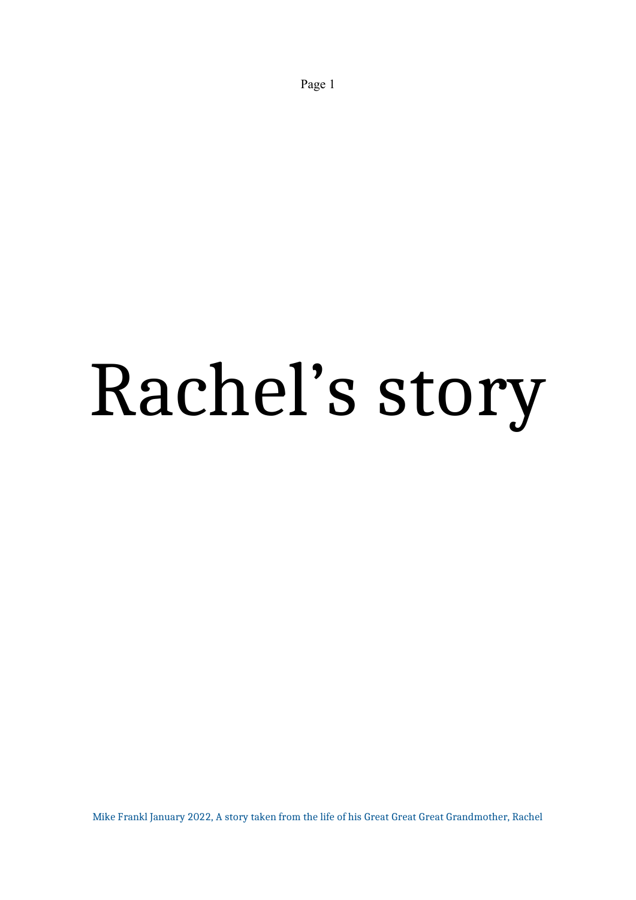# Rachel's story

Mike Frankl January 2022, A story taken from the life of his Great Great Great Grandmother, Rachel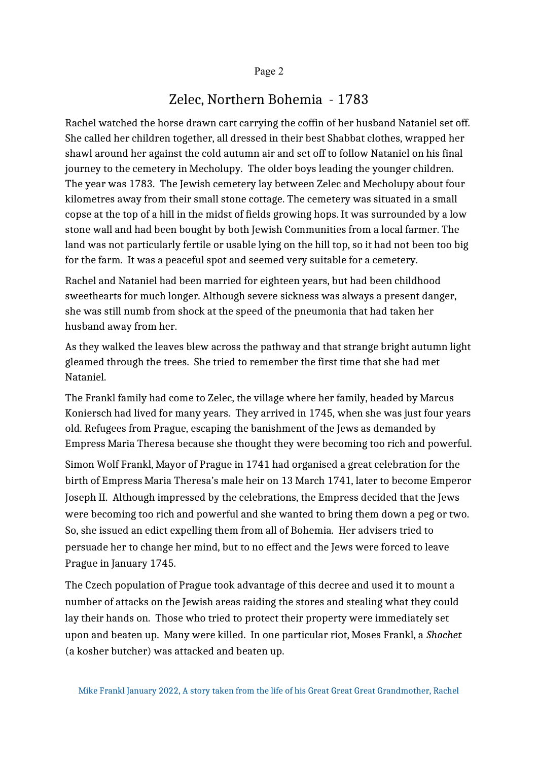# Zelec, Northern Bohemia - 1783

Rachel watched the horse drawn cart carrying the coffin of her husband Nataniel set off. She called her children together, all dressed in their best Shabbat clothes, wrapped her shawl around her against the cold autumn air and set off to follow Nataniel on his final journey to the cemetery in Mecholupy. The older boys leading the younger children. The year was 1783. The Jewish cemetery lay between Zelec and Mecholupy about four kilometres away from their small stone cottage. The cemetery was situated in a small copse at the top of a hill in the midst of fields growing hops. It was surrounded by a low stone wall and had been bought by both Jewish Communities from a local farmer. The land was not particularly fertile or usable lying on the hill top, so it had not been too big for the farm. It was a peaceful spot and seemed very suitable for a cemetery.

Rachel and Nataniel had been married for eighteen years, but had been childhood sweethearts for much longer. Although severe sickness was always a present danger, she was still numb from shock at the speed of the pneumonia that had taken her husband away from her.

As they walked the leaves blew across the pathway and that strange bright autumn light gleamed through the trees. She tried to remember the first time that she had met Nataniel.

The Frankl family had come to Zelec, the village where her family, headed by Marcus Koniersch had lived for many years. They arrived in 1745, when she was just four years old. Refugees from Prague, escaping the banishment of the Jews as demanded by Empress Maria Theresa because she thought they were becoming too rich and powerful.

Simon Wolf Frankl, Mayor of Prague in 1741 had organised a great celebration for the birth of Empress Maria Theresa's male heir on 13 March 1741, later to become Emperor Joseph II. Although impressed by the celebrations, the Empress decided that the Jews were becoming too rich and powerful and she wanted to bring them down a peg or two. So, she issued an edict expelling them from all of Bohemia. Her advisers tried to persuade her to change her mind, but to no effect and the Jews were forced to leave Prague in January 1745.

The Czech population of Prague took advantage of this decree and used it to mount a number of attacks on the Jewish areas raiding the stores and stealing what they could lay their hands on. Those who tried to protect their property were immediately set upon and beaten up. Many were killed. In one particular riot, Moses Frankl, a *Shochet* (a kosher butcher) was attacked and beaten up.

Mike Frankl January 2022, A story taken from the life of his Great Great Great Grandmother, Rachel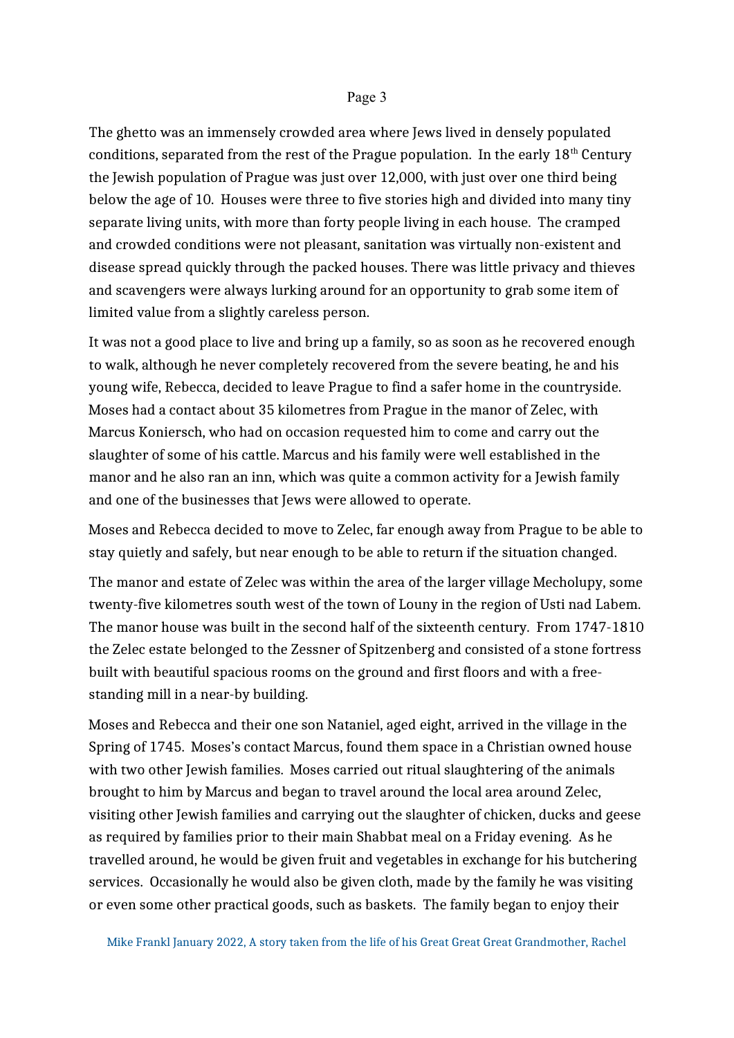The ghetto was an immensely crowded area where Jews lived in densely populated conditions, separated from the rest of the Prague population. In the early 18th Century the Jewish population of Prague was just over 12,000, with just over one third being below the age of 10. Houses were three to five stories high and divided into many tiny separate living units, with more than forty people living in each house. The cramped and crowded conditions were not pleasant, sanitation was virtually non-existent and disease spread quickly through the packed houses. There was little privacy and thieves and scavengers were always lurking around for an opportunity to grab some item of limited value from a slightly careless person.

It was not a good place to live and bring up a family, so as soon as he recovered enough to walk, although he never completely recovered from the severe beating, he and his young wife, Rebecca, decided to leave Prague to find a safer home in the countryside. Moses had a contact about 35 kilometres from Prague in the manor of Zelec, with Marcus Koniersch, who had on occasion requested him to come and carry out the slaughter of some of his cattle. Marcus and his family were well established in the manor and he also ran an inn, which was quite a common activity for a Jewish family and one of the businesses that Jews were allowed to operate.

Moses and Rebecca decided to move to Zelec, far enough away from Prague to be able to stay quietly and safely, but near enough to be able to return if the situation changed.

The manor and estate of Zelec was within the area of the larger village Mecholupy, some twenty-five kilometres south west of the town of Louny in the region of Usti nad Labem. The manor house was built in the second half of the sixteenth century. From 1747-1810 the Zelec estate belonged to the Zessner of Spitzenberg and consisted of a stone fortress built with beautiful spacious rooms on the ground and first floors and with a free-standing mill in a near-by building.

Moses and Rebecca and their one son Nataniel, aged eight, arrived in the village in the Spring of 1745. Moses's contact Marcus, found them space in a Christian owned house with two other Jewish families. Moses carried out ritual slaughtering of the animals brought to him by Marcus and began to travel around the local area around Zelec, visiting other Jewish families and carrying out the slaughter of chicken, ducks and geese as required by families prior to their main Shabbat meal on a Friday evening. As he travelled around, he would be given fruit and vegetables in exchange for his butchering services. Occasionally he would also be given cloth, made by the family he was visiting or even some other practical goods, such as baskets. The family began to enjoy their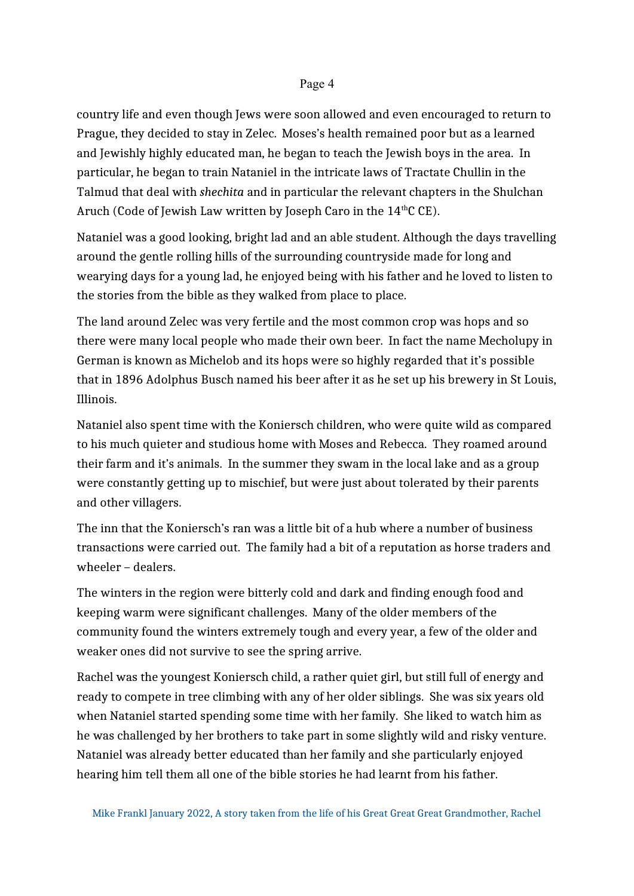country life and even though Jews were soon allowed and even encouraged to return to Prague, they decided to stay in Zelec. Moses's health remained poor but as a learned and Jewishly highly educated man, he began to teach the Jewish boys in the area. In particular, he began to train Nataniel in the intricate laws of Tractate Chullin in the Talmud that deal with *shechita* and in particular the relevant chapters in the Shulchan Aruch (Code of Jewish Law written by Joseph Caro in the 14thC CE).

Nataniel was a good looking, bright lad and an able student. Although the days travelling around the gentle rolling hills of the surrounding countryside made for long and wearying days for a young lad, he enjoyed being with his father and he loved to listen to the stories from the bible as they walked from place to place.

The land around Zelec was very fertile and the most common crop was hops and so there were many local people who made their own beer. In fact the name Mecholupy in German is known as Michelob and its hops were so highly regarded that it's possible that in 1896 Adolphus Busch named his beer after it as he set up his brewery in St Louis, Illinois.

Nataniel also spent time with the Koniersch children, who were quite wild as compared to his much quieter and studious home with Moses and Rebecca. They roamed around their farm and it's animals. In the summer they swam in the local lake and as a group were constantly getting up to mischief, but were just about tolerated by their parents and other villagers.

The inn that the Koniersch's ran was a little bit of a hub where a number of business transactions were carried out. The family had a bit of a reputation as horse traders and wheeler – dealers.

The winters in the region were bitterly cold and dark and finding enough food and keeping warm were significant challenges. Many of the older members of the community found the winters extremely tough and every year, a few of the older and weaker ones did not survive to see the spring arrive.

Rachel was the youngest Koniersch child, a rather quiet girl, but still full of energy and ready to compete in tree climbing with any of her older siblings. She was six years old when Nataniel started spending some time with her family. She liked to watch him as he was challenged by her brothers to take part in some slightly wild and risky venture. Nataniel was already better educated than her family and she particularly enjoyed hearing him tell them all one of the bible stories he had learnt from his father.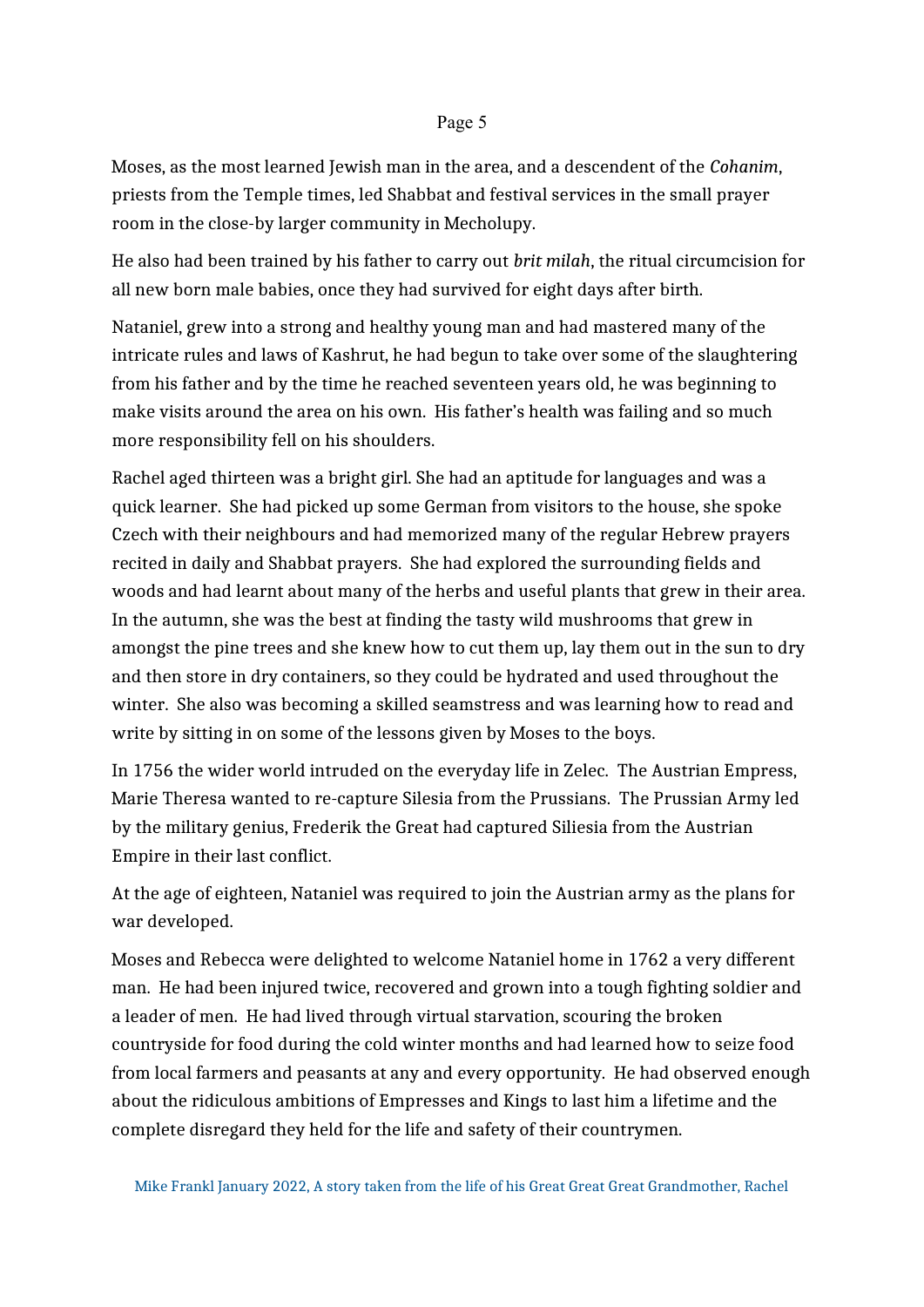Moses, as the most learned Jewish man in the area, and a descendent of the *Cohanim*, priests from the Temple times, led Shabbat and festival services in the small prayer room in the close-by larger community in Mecholupy.

He also had been trained by his father to carry out *brit milah*, the ritual circumcision for all new born male babies, once they had survived for eight days after birth.

Nataniel, grew into a strong and healthy young man and had mastered many of the intricate rules and laws of Kashrut, he had begun to take over some of the slaughtering from his father and by the time he reached seventeen years old, he was beginning to make visits around the area on his own. His father's health was failing and so much more responsibility fell on his shoulders.

Rachel aged thirteen was a bright girl. She had an aptitude for languages and was a quick learner. She had picked up some German from visitors to the house, she spoke Czech with their neighbours and had memorized many of the regular Hebrew prayers recited in daily and Shabbat prayers. She had explored the surrounding fields and woods and had learnt about many of the herbs and useful plants that grew in their area. In the autumn, she was the best at finding the tasty wild mushrooms that grew in amongst the pine trees and she knew how to cut them up, lay them out in the sun to dry and then store in dry containers, so they could be hydrated and used throughout the winter. She also was becoming a skilled seamstress and was learning how to read and write by sitting in on some of the lessons given by Moses to the boys.

In 1756 the wider world intruded on the everyday life in Zelec. The Austrian Empress, Marie Theresa wanted to re-capture Silesia from the Prussians. The Prussian Army led by the military genius, Frederik the Great had captured Siliesia from the Austrian Empire in their last conflict.

At the age of eighteen, Nataniel was required to join the Austrian army as the plans for war developed.

Moses and Rebecca were delighted to welcome Nataniel home in 1762 a very different man. He had been injured twice, recovered and grown into a tough fighting soldier and a leader of men. He had lived through virtual starvation, scouring the broken countryside for food during the cold winter months and had learned how to seize food from local farmers and peasants at any and every opportunity. He had observed enough about the ridiculous ambitions of Empresses and Kings to last him a lifetime and the complete disregard they held for the life and safety of their countrymen.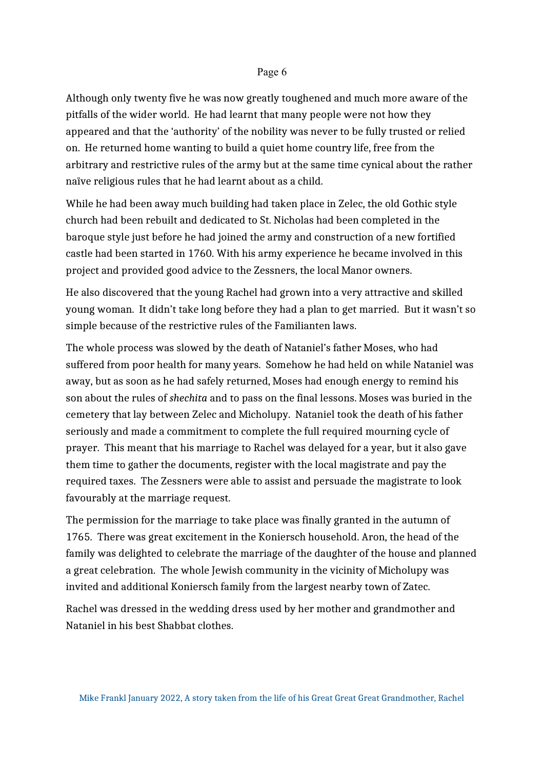Although only twenty five he was now greatly toughened and much more aware of the pitfalls of the wider world. He had learnt that many people were not how they appeared and that the 'authority' of the nobility was never to be fully trusted or relied on. He returned home wanting to build a quiet home country life, free from the arbitrary and restrictive rules of the army but at the same time cynical about the rather naïve religious rules that he had learnt about as a child.

While he had been away much building had taken place in Zelec, the old Gothic style church had been rebuilt and dedicated to St. Nicholas had been completed in the baroque style just before he had joined the army and construction of a new fortified castle had been started in 1760. With his army experience he became involved in this project and provided good advice to the Zessners, the local Manor owners.

He also discovered that the young Rachel had grown into a very attractive and skilled young woman. It didn't take long before they had a plan to get married. But it wasn't so simple because of the restrictive rules of the Familianten laws.

The whole process was slowed by the death of Nataniel's father Moses, who had suffered from poor health for many years. Somehow he had held on while Nataniel was away, but as soon as he had safely returned, Moses had enough energy to remind his son about the rules of *shechita* and to pass on the final lessons. Moses was buried in the cemetery that lay between Zelec and Micholupy. Nataniel took the death of his father seriously and made a commitment to complete the full required mourning cycle of prayer. This meant that his marriage to Rachel was delayed for a year, but it also gave them time to gather the documents, register with the local magistrate and pay the required taxes. The Zessners were able to assist and persuade the magistrate to look favourably at the marriage request.

The permission for the marriage to take place was finally granted in the autumn of 1765. There was great excitement in the Koniersch household. Aron, the head of the family was delighted to celebrate the marriage of the daughter of the house and planned a great celebration. The whole Jewish community in the vicinity of Micholupy was invited and additional Koniersch family from the largest nearby town of Zatec.

Rachel was dressed in the wedding dress used by her mother and grandmother and Nataniel in his best Shabbat clothes.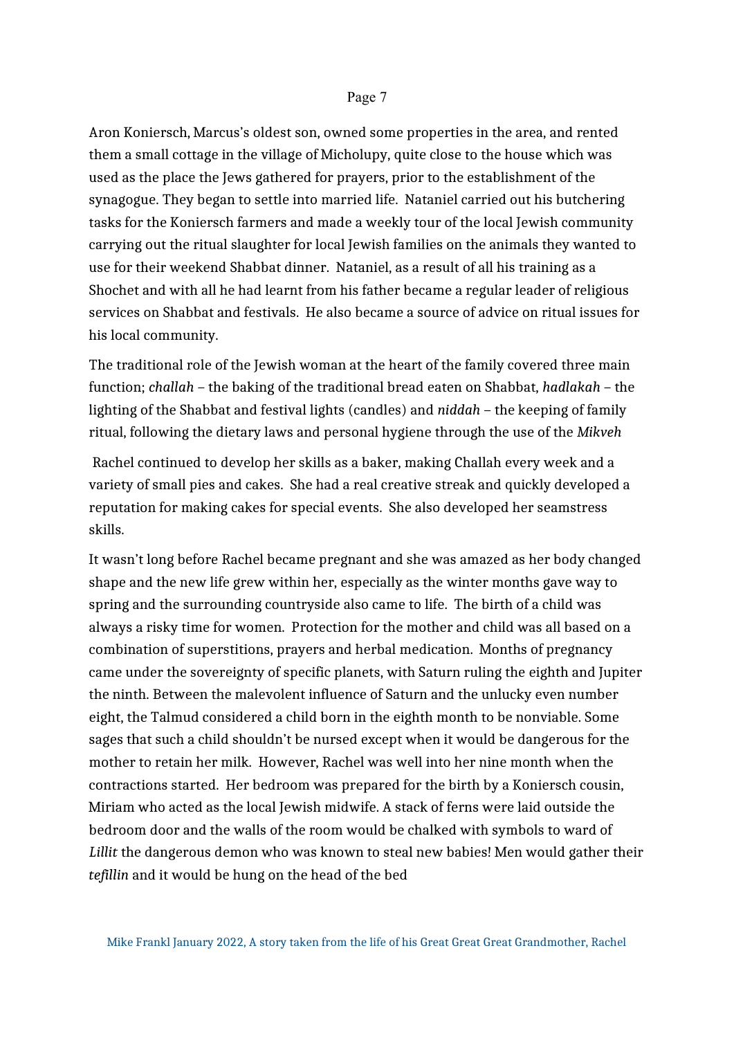Aron Koniersch, Marcus's oldest son, owned some properties in the area, and rented them a small cottage in the village of Micholupy, quite close to the house which was used as the place the Jews gathered for prayers, prior to the establishment of the synagogue. They began to settle into married life. Nataniel carried out his butchering tasks for the Koniersch farmers and made a weekly tour of the local Jewish community carrying out the ritual slaughter for local Jewish families on the animals they wanted to use for their weekend Shabbat dinner. Nataniel, as a result of all his training as a Shochet and with all he had learnt from his father became a regular leader of religious services on Shabbat and festivals. He also became a source of advice on ritual issues for his local community.

The traditional role of the Jewish woman at the heart of the family covered three main function; *challah* – the baking of the traditional bread eaten on Shabbat, *hadlakah* – the lighting of the Shabbat and festival lights (candles) and *niddah* – the keeping of family ritual, following the dietary laws and personal hygiene through the use of the *Mikveh*

Rachel continued to develop her skills as a baker, making Challah every week and a variety of small pies and cakes. She had a real creative streak and quickly developed a reputation for making cakes for special events. She also developed her seamstress skills.

It wasn't long before Rachel became pregnant and she was amazed as her body changed shape and the new life grew within her, especially as the winter months gave way to spring and the surrounding countryside also came to life. The birth of a child was always a risky time for women. Protection for the mother and child was all based on a combination of superstitions, prayers and herbal medication. Months of pregnancy came under the sovereignty of specific planets, with Saturn ruling the eighth and Jupiter the ninth. Between the malevolent influence of Saturn and the unlucky even number eight, the Talmud considered a child born in the eighth month to be nonviable. Some sages that such a child shouldn't be nursed except when it would be dangerous for the mother to retain her milk. However, Rachel was well into her nine month when the contractions started. Her bedroom was prepared for the birth by a Koniersch cousin, Miriam who acted as the local Jewish midwife. A stack of ferns were laid outside the bedroom door and the walls of the room would be chalked with symbols to ward of *Lillit* the dangerous demon who was known to steal new babies! Men would gather their *tefillin* and it would be hung on the head of the bed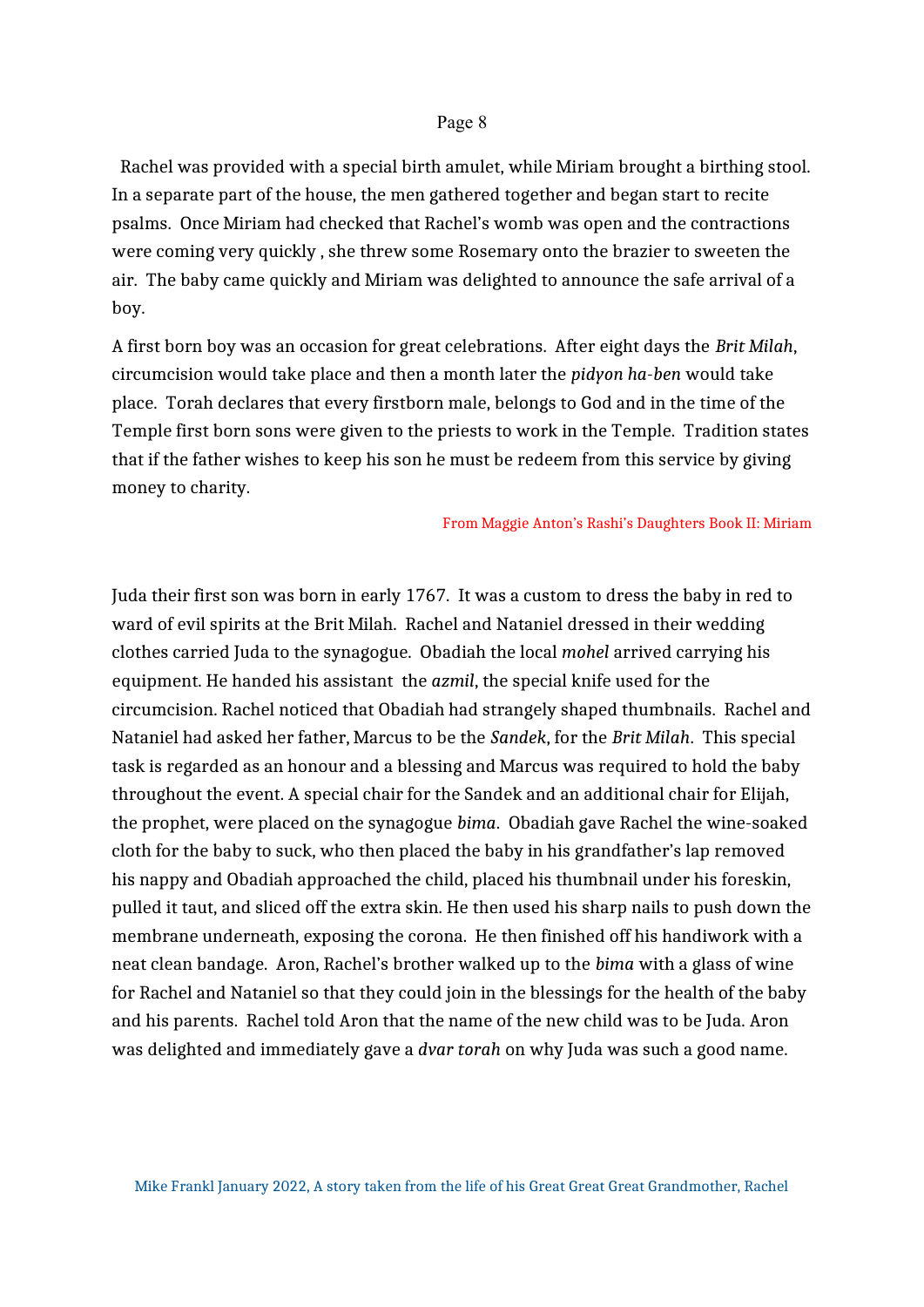Rachel was provided with a special birth amulet, while Miriam brought a birthing stool. In a separate part of the house, the men gathered together and began start to recite psalms. Once Miriam had checked that Rachel's womb was open and the contractions were coming very quickly , she threw some Rosemary onto the brazier to sweeten the air. The baby came quickly and Miriam was delighted to announce the safe arrival of a boy.

A first born boy was an occasion for great celebrations. After eight days the *Brit Milah*, circumcision would take place and then a month later the *pidyon ha-ben* would take place. Torah declares that every firstborn male, belongs to God and in the time of the Temple first born sons were given to the priests to work in the Temple. Tradition states that if the father wishes to keep his son he must be redeem from this service by giving money to charity.

From Maggie Anton's Rashi's Daughters Book II: Miriam

Juda their first son was born in early 1767. It was a custom to dress the baby in red to ward of evil spirits at the Brit Milah. Rachel and Nataniel dressed in their wedding clothes carried Juda to the synagogue. Obadiah the local *mohel* arrived carrying his equipment. He handed his assistant the *azmil*, the special knife used for the circumcision. Rachel noticed that Obadiah had strangely shaped thumbnails. Rachel and Nataniel had asked her father, Marcus to be the *Sandek*, for the *Brit Milah*. This special task is regarded as an honour and a blessing and Marcus was required to hold the baby throughout the event. A special chair for the Sandek and an additional chair for Elijah, the prophet, were placed on the synagogue *bima*. Obadiah gave Rachel the wine-soaked cloth for the baby to suck, who then placed the baby in his grandfather's lap removed his nappy and Obadiah approached the child, placed his thumbnail under his foreskin, pulled it taut, and sliced off the extra skin. He then used his sharp nails to push down the membrane underneath, exposing the corona. He then finished off his handiwork with a neat clean bandage. Aron, Rachel's brother walked up to the *bima* with a glass of wine for Rachel and Nataniel so that they could join in the blessings for the health of the baby and his parents. Rachel told Aron that the name of the new child was to be Juda. Aron was delighted and immediately gave a *dvar torah* on why Juda was such a good name.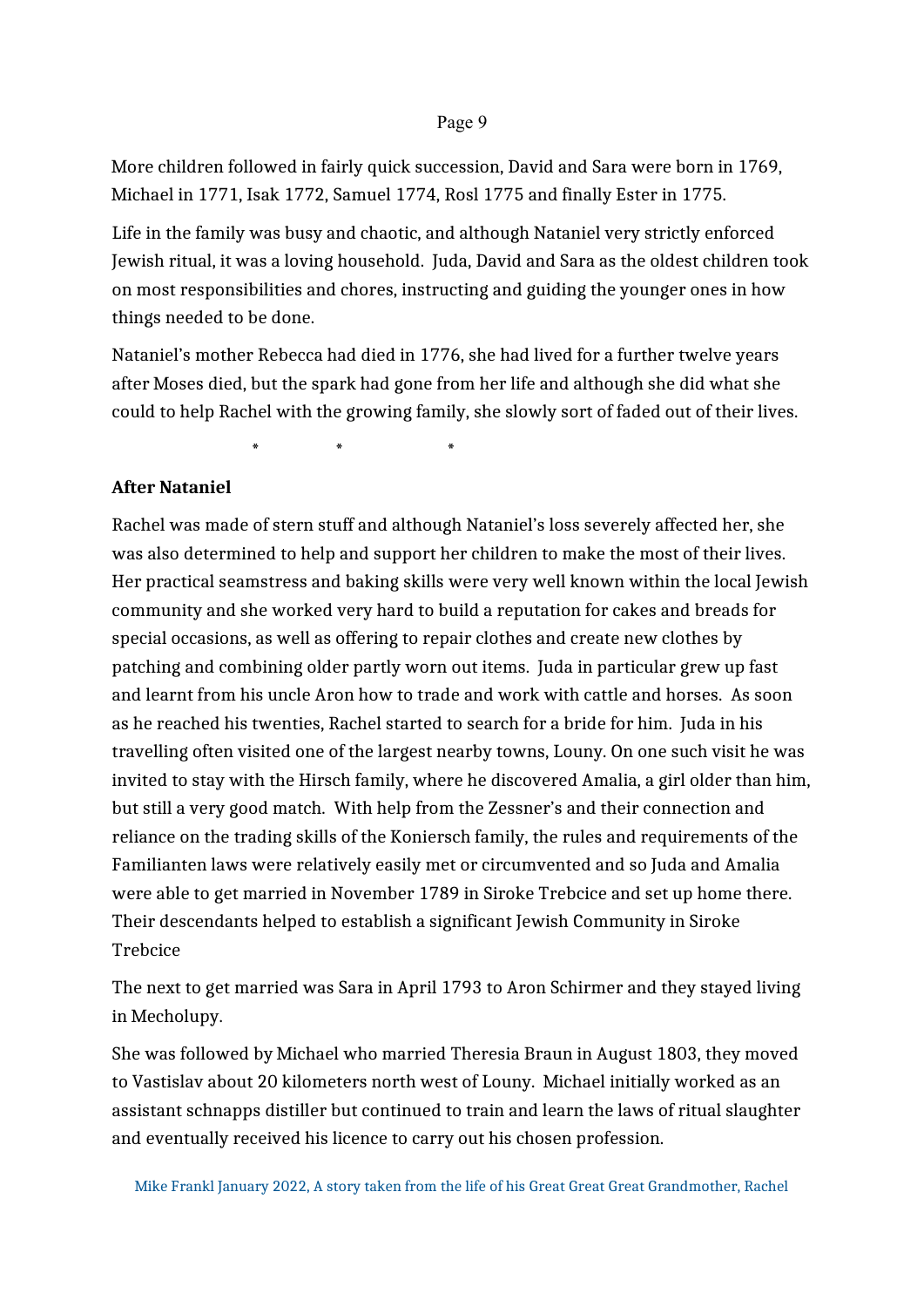More children followed in fairly quick succession, David and Sara were born in 1769, Michael in 1771, Isak 1772, Samuel 1774, Rosl 1775 and finally Ester in 1775.

Life in the family was busy and chaotic, and although Nataniel very strictly enforced Jewish ritual, it was a loving household. Juda, David and Sara as the oldest children took on most responsibilities and chores, instructing and guiding the younger ones in how things needed to be done.

Nataniel's mother Rebecca had died in 1776, she had lived for a further twelve years after Moses died, but the spark had gone from her life and although she did what she could to help Rachel with the growing family, she slowly sort of faded out of their lives.

\* \* \*

**After Nataniel**

Rachel was made of stern stuff and although Nataniel's loss severely affected her, she was also determined to help and support her children to make the most of their lives. Her practical seamstress and baking skills were very well known within the local Jewish community and she worked very hard to build a reputation for cakes and breads for special occasions, as well as offering to repair clothes and create new clothes by patching and combining older partly worn out items. Juda in particular grew up fast and learnt from his uncle Aron how to trade and work with cattle and horses. As soon as he reached his twenties, Rachel started to search for a bride for him. Juda in his travelling often visited one of the largest nearby towns, Louny. On one such visit he was invited to stay with the Hirsch family, where he discovered Amalia, a girl older than him, but still a very good match. With help from the Zessner's and their connection and reliance on the trading skills of the Koniersch family, the rules and requirements of the Familianten laws were relatively easily met or circumvented and so Juda and Amalia were able to get married in November 1789 in Siroke Trebcice and set up home there. Their descendants helped to establish a significant Jewish Community in Siroke Trebcice

The next to get married was Sara in April 1793 to Aron Schirmer and they stayed living in Mecholupy.

She was followed by Michael who married Theresia Braun in August 1803, they moved to Vastislav about 20 kilometers north west of Louny. Michael initially worked as an assistant schnapps distiller but continued to train and learn the laws of ritual slaughter and eventually received his licence to carry out his chosen profession.